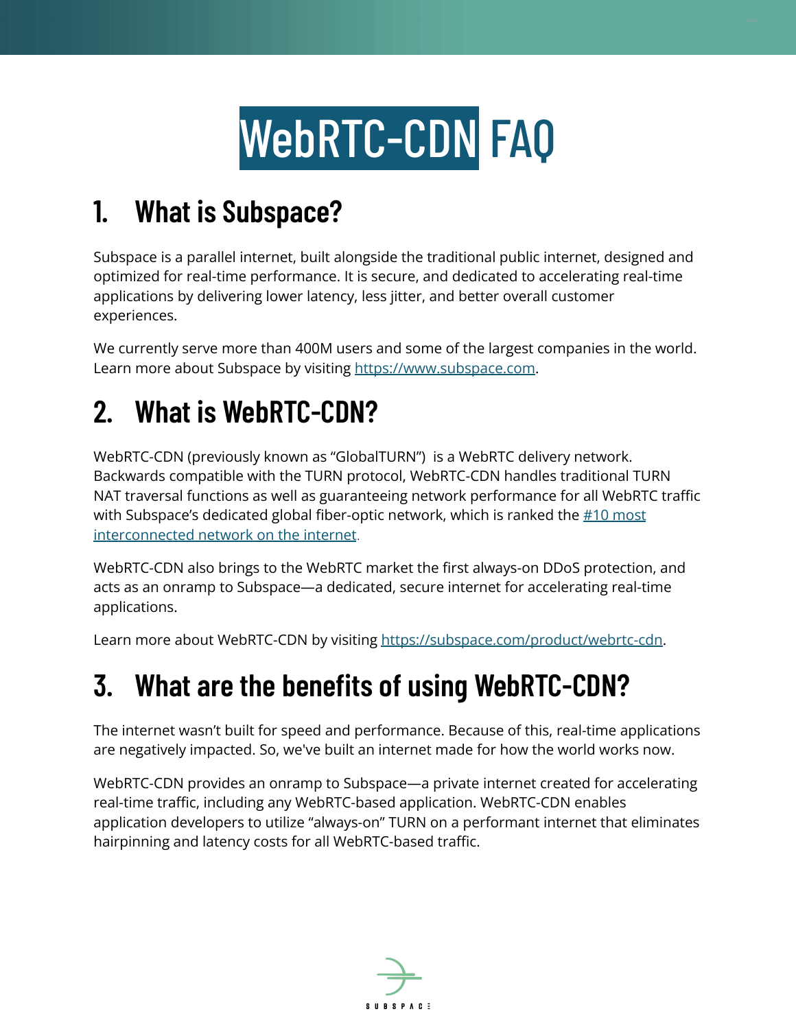# WebRTC-CDN FAQ

## 1. What is Subspace?

Subspace is a parallel internet, built alongside the traditional public internet, designed and optimized for real-time performance. It is secure, and dedicated to accelerating real-time applications by delivering lower latency, less jitter, and better overall customer experiences.

We currently serve more than 400M users and some of the largest companies in the world. Learn more about Subspace by visiting [https://www.subspace.com](https://www.subspace.com).

## 2. What is WebRTC-CDN?

WebRTC-CDN (previously known as "GlobalTURN") is a WebRTC delivery network. Backwards compatible with the TURN protocol, WebRTC-CDN handles traditional TURN NAT traversal functions as well as guaranteeing network performance for all WebRTC traffic with Subspace's dedicated global fiber-optic network, which is ranked the #10 most interconnected network on the internet.

WebRTC-CDN also brings to the WebRTC market the first always-on DDoS protection, and acts as an onramp to Subspace—a dedicated, secure internet for accelerating real-time applications.

Learn more about WebRTC-CDN by visiting [https://subspace.com/product/webrtc-cdn](https://subspace.com/product/webrtc-cdn).

## 3. What are the benefits of using WebRTC-CDN?

The internet wasn't built for speed and performance. Because of this, real-time applications are negatively impacted. So, we've built an internet made for how the world works now.

WebRTC-CDN provides an onramp to Subspace—a private internet created for accelerating real-time traffic, including any WebRTC-based application. WebRTC-CDN enables application developers to utilize "always-on" TURN on a performant internet that eliminates hairpinning and latency costs for all WebRTC-based traffic.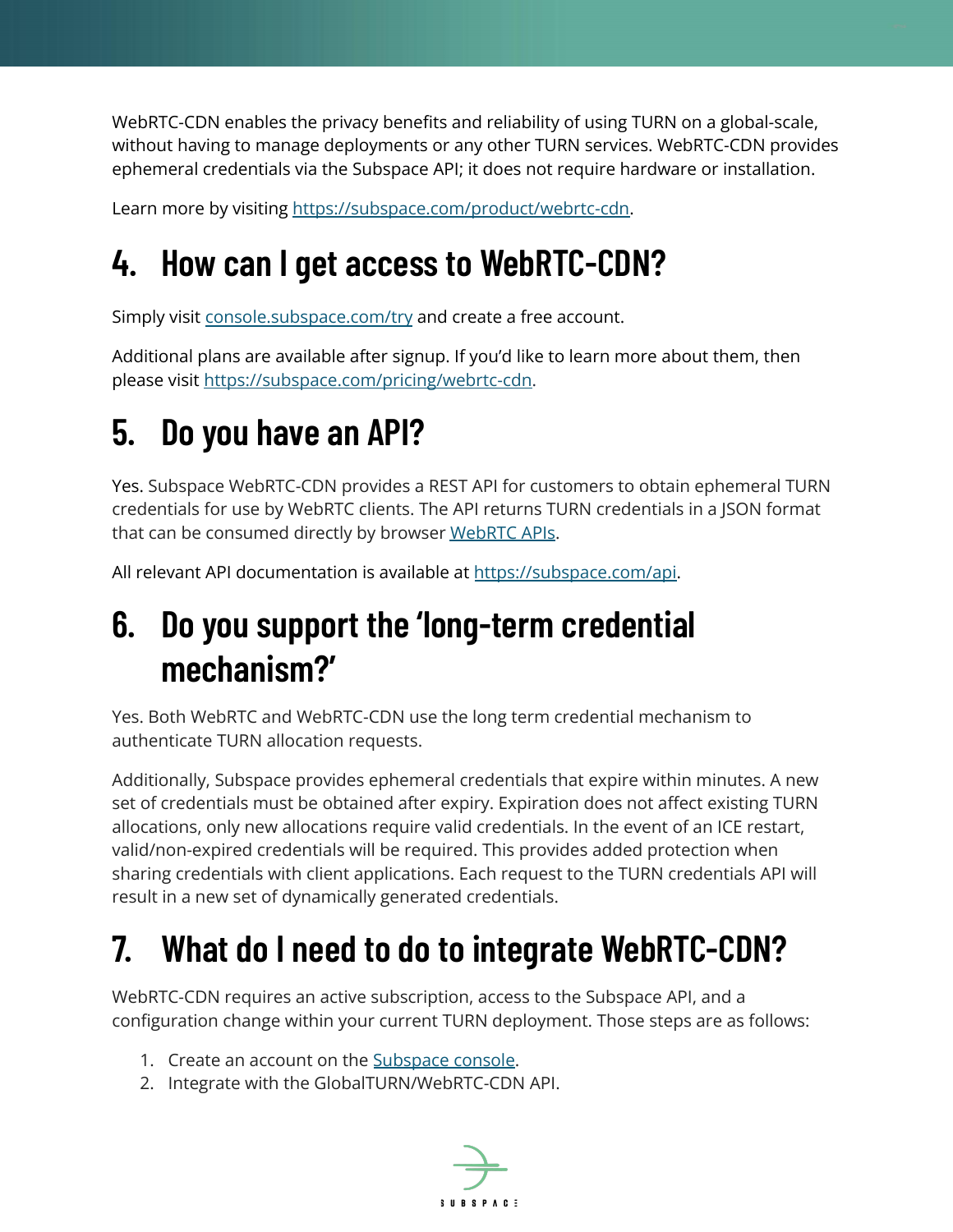WebRTC-CDN enables the privacy benefits and reliability of using TURN on a global-scale, without having to manage deployments or any other TURN services. WebRTC-CDN provides ephemeral credentials via the Subspace API; it does not require hardware or installation.

Learn more by visiting [https://subspace.com/product/webrtc-cdn](https://subspace.com/product/webrtc-cdn).

# 4. How can I get access to WebRTC-CDN?

Simply visit [console.subspace.com/try](https://console.subspace.com/try) and create a free account.

Additional plans are available after signup. If you'd like to learn more about them, then please visit [https://subspace.com/pricing/webrtc-cdn](https://subspace.com/pricing/webrtc-cdn).

# 5. Do you have an API?

Yes. Subspace WebRTC-CDN provides a REST API for customers to obtain ephemeral TURN credentials for use by WebRTC clients. The API returns TURN credentials in a JSON format that can be consumed directly by browser WebRTC APIs.

All relevant API documentation is available at [https://subspace.com/api](https://subspace.com/api).

# 6. Do you support the 'long-term credential mechanism?'

Yes. Both WebRTC and WebRTC-CDN use the long term credential mechanism to authenticate TURN allocation requests.

Additionally, Subspace provides ephemeral credentials that expire within minutes. A new set of credentials must be obtained after expiry. Expiration does not affect existing TURN allocations, only new allocations require valid credentials. In the event of an ICE restart, valid/non-expired credentials will be required. This provides added protection when sharing credentials with client applications. Each request to the TURN credentials API will result in a new set of dynamically generated credentials.

# 7. What do I need to do to integrate WebRTC-CDN?

WebRTC-CDN requires an active subscription, access to the Subspace API, and a configuration change within your current TURN deployment. Those steps are as follows:

1. Create an account on the Subspace console.
2. Integrate with the GlobalTURN/WebRTC-CDN API.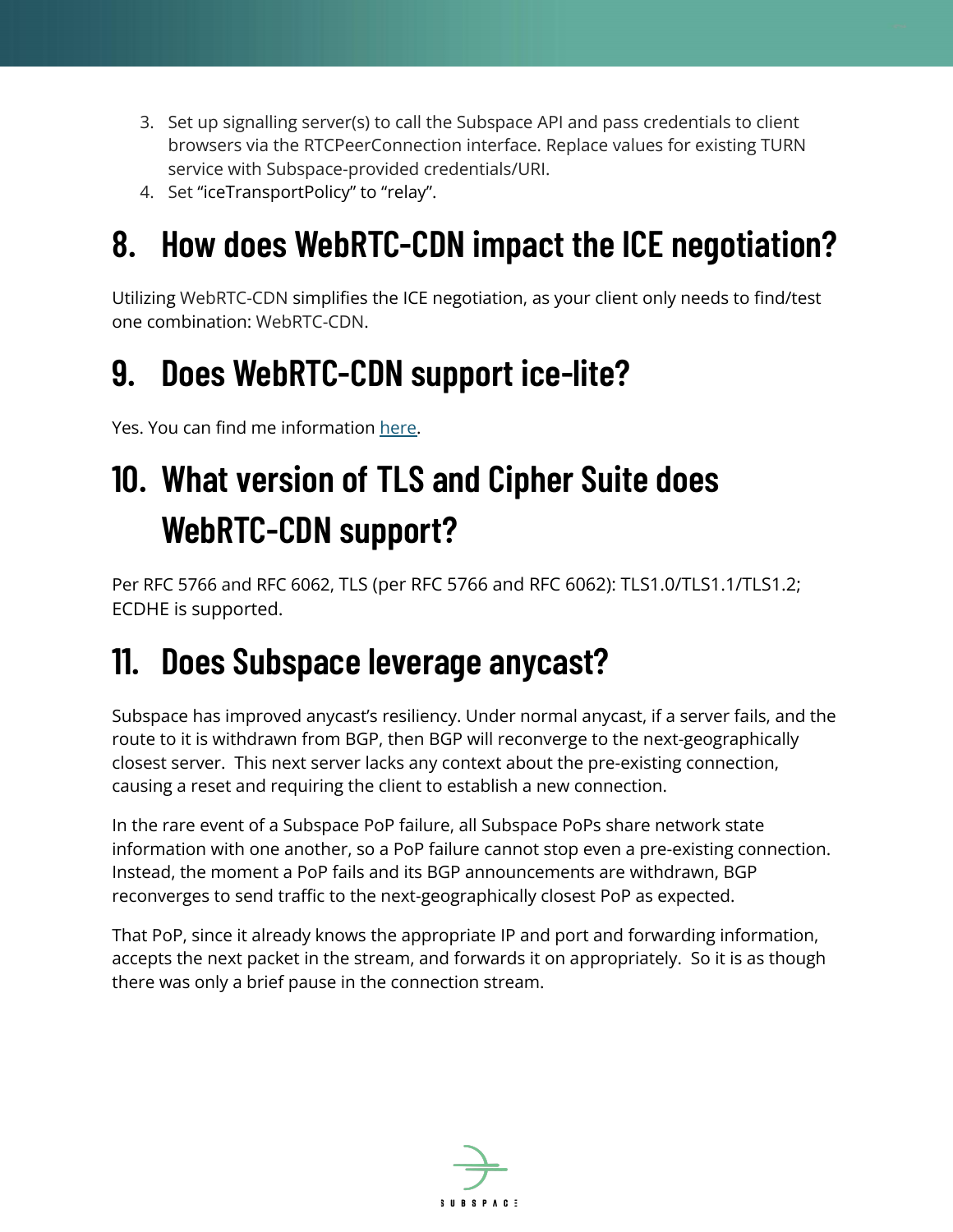3. Set up signalling server(s) to call the Subspace API and pass credentials to client browsers via the RTCPeerConnection interface. Replace values for existing TURN service with Subspace-provided credentials/URI.
4. Set "iceTransportPolicy" to "relay".

# 8. How does WebRTC-CDN impact the ICE negotiation?

Utilizing WebRTC-CDN simplifies the ICE negotiation, as your client only needs to find/test one combination: WebRTC-CDN.

# 9. Does WebRTC-CDN support ice-lite?

Yes. You can find me information [here](#).

# 10. What version of TLS and Cipher Suite does WebRTC-CDN support?

Per RFC 5766 and RFC 6062, TLS (per RFC 5766 and RFC 6062): TLS1.0/TLS1.1/TLS1.2; ECDHE is supported.

# 11. Does Subspace leverage anycast?

Subspace has improved anycast's resiliency. Under normal anycast, if a server fails, and the route to it is withdrawn from BGP, then BGP will reconverge to the next-geographically closest server. This next server lacks any context about the pre-existing connection, causing a reset and requiring the client to establish a new connection.

In the rare event of a Subspace PoP failure, all Subspace PoPs share network state information with one another, so a PoP failure cannot stop even a pre-existing connection. Instead, the moment a PoP fails and its BGP announcements are withdrawn, BGP reconverges to send traffic to the next-geographically closest PoP as expected.

That PoP, since it already knows the appropriate IP and port and forwarding information, accepts the next packet in the stream, and forwards it on appropriately. So it is as though there was only a brief pause in the connection stream.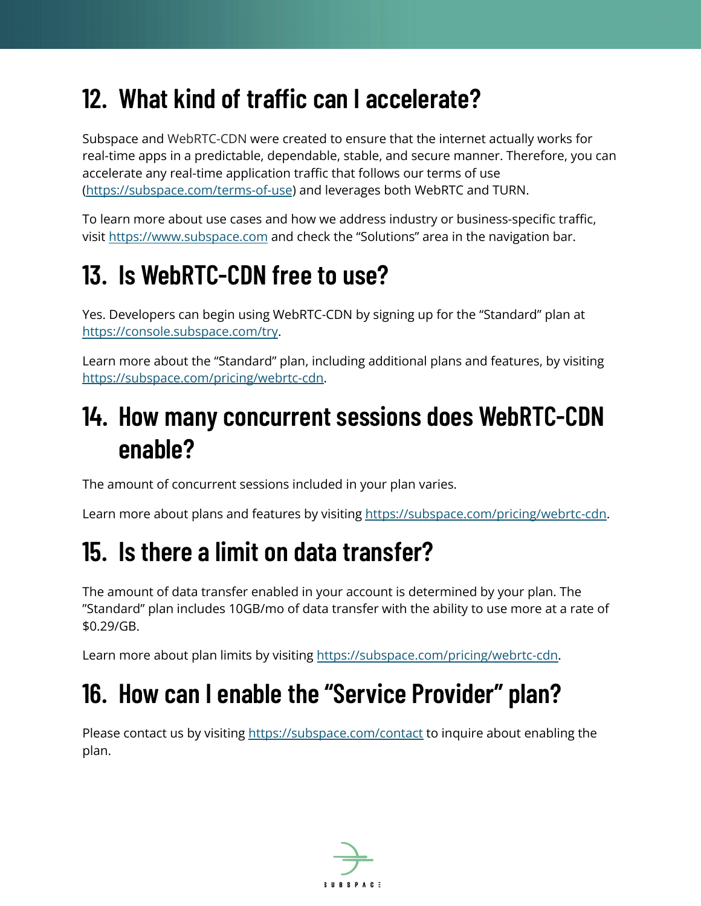## 12. What kind of traffic can I accelerate?

Subspace and WebRTC-CDN were created to ensure that the internet actually works for real-time apps in a predictable, dependable, stable, and secure manner. Therefore, you can accelerate any real-time application traffic that follows our terms of use (https://subspace.com/terms-of-use) and leverages both WebRTC and TURN.

To learn more about use cases and how we address industry or business-specific traffic, visit https://www.subspace.com and check the "Solutions" area in the navigation bar.

## 13. Is WebRTC-CDN free to use?

Yes. Developers can begin using WebRTC-CDN by signing up for the "Standard" plan at https://console.subspace.com/try.

Learn more about the "Standard" plan, including additional plans and features, by visiting https://subspace.com/pricing/webrtc-cdn.

## 14. How many concurrent sessions does WebRTC-CDN enable?

The amount of concurrent sessions included in your plan varies.

Learn more about plans and features by visiting https://subspace.com/pricing/webrtc-cdn.

## 15. Is there a limit on data transfer?

The amount of data transfer enabled in your account is determined by your plan. The "Standard" plan includes 10GB/mo of data transfer with the ability to use more at a rate of $0.29/GB.

Learn more about plan limits by visiting https://subspace.com/pricing/webrtc-cdn.

## 16. How can I enable the "Service Provider" plan?

Please contact us by visiting https://subspace.com/contact to inquire about enabling the plan.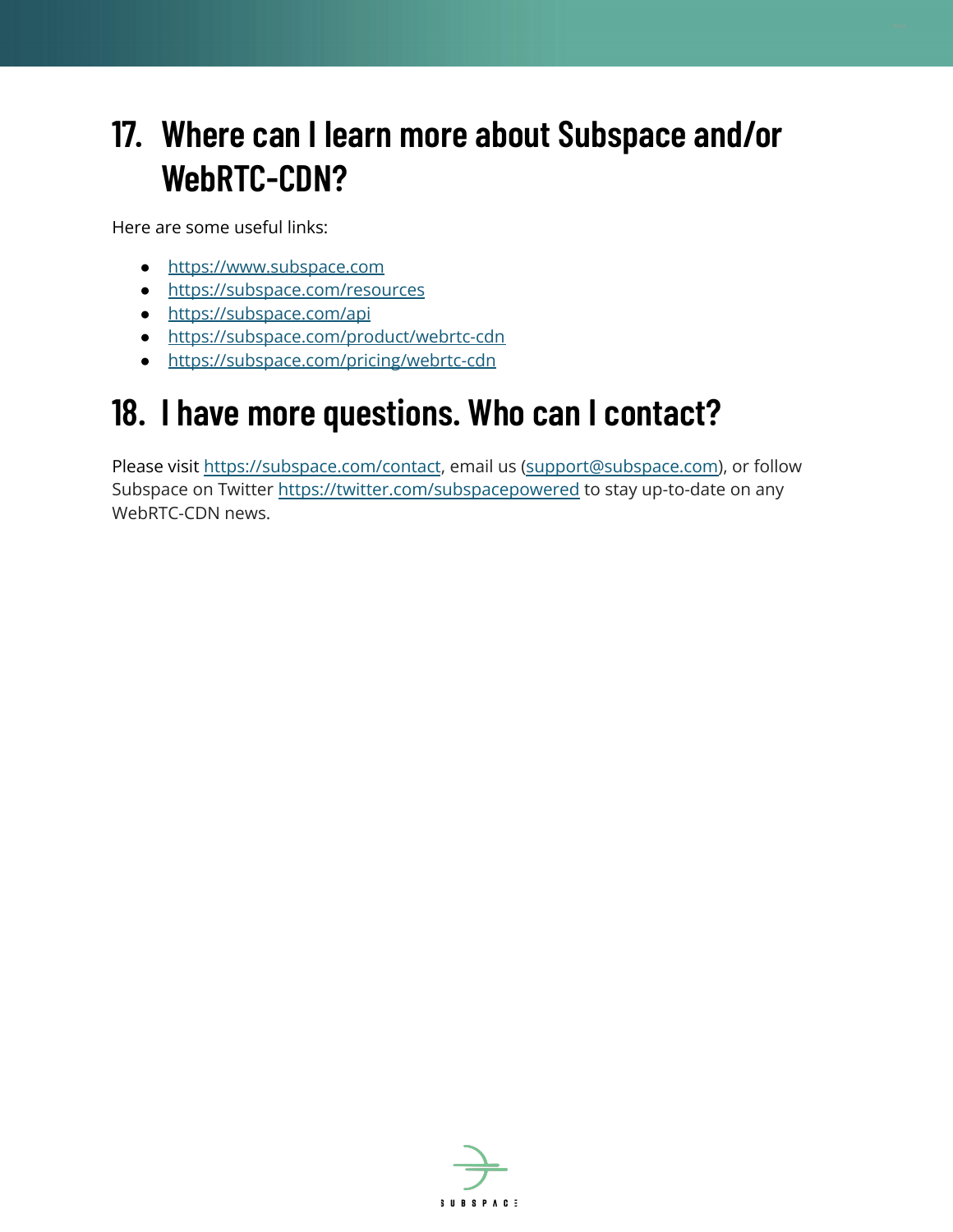## 17. Where can I learn more about Subspace and/or WebRTC-CDN?

Here are some useful links:

- https://www.subspace.com
- https://subspace.com/resources
- https://subspace.com/api
- https://subspace.com/product/webrtc-cdn
- https://subspace.com/pricing/webrtc-cdn

## 18. I have more questions. Who can I contact?

Please visit https://subspace.com/contact, email us (support@subspace.com), or follow Subspace on Twitter https://twitter.com/subspacepowered to stay up-to-date on any WebRTC-CDN news.